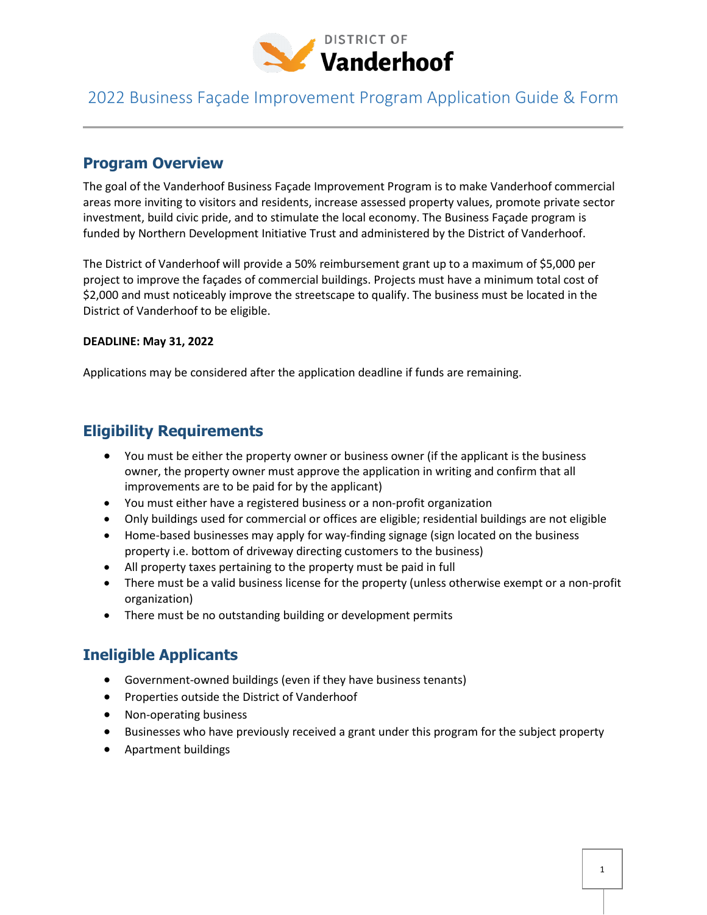DISTRICT OF
**Vanderhoof**

# 2022 Business Façade Improvement Program Application Guide & Form

## Program Overview

The goal of the Vanderhoof Business Façade Improvement Program is to make Vanderhoof commercial areas more inviting to visitors and residents, increase assessed property values, promote private sector investment, build civic pride, and to stimulate the local economy. The Business Façade program is funded by Northern Development Initiative Trust and administered by the District of Vanderhoof.

The District of Vanderhoof will provide a 50% reimbursement grant up to a maximum of $5,000 per project to improve the façades of commercial buildings. Projects must have a minimum total cost of $2,000 and must noticeably improve the streetscape to qualify. The business must be located in the District of Vanderhoof to be eligible.

**DEADLINE: May 31, 2022**

Applications may be considered after the application deadline if funds are remaining.

## Eligibility Requirements

- You must be either the property owner or business owner (if the applicant is the business owner, the property owner must approve the application in writing and confirm that all improvements are to be paid for by the applicant)
- You must either have a registered business or a non-profit organization
- Only buildings used for commercial or offices are eligible; residential buildings are not eligible
- Home-based businesses may apply for way-finding signage (sign located on the business property i.e. bottom of driveway directing customers to the business)
- All property taxes pertaining to the property must be paid in full
- There must be a valid business license for the property (unless otherwise exempt or a non-profit organization)
- There must be no outstanding building or development permits

## Ineligible Applicants

- Government-owned buildings (even if they have business tenants)
- Properties outside the District of Vanderhoof
- Non-operating business
- Businesses who have previously received a grant under this program for the subject property
- Apartment buildings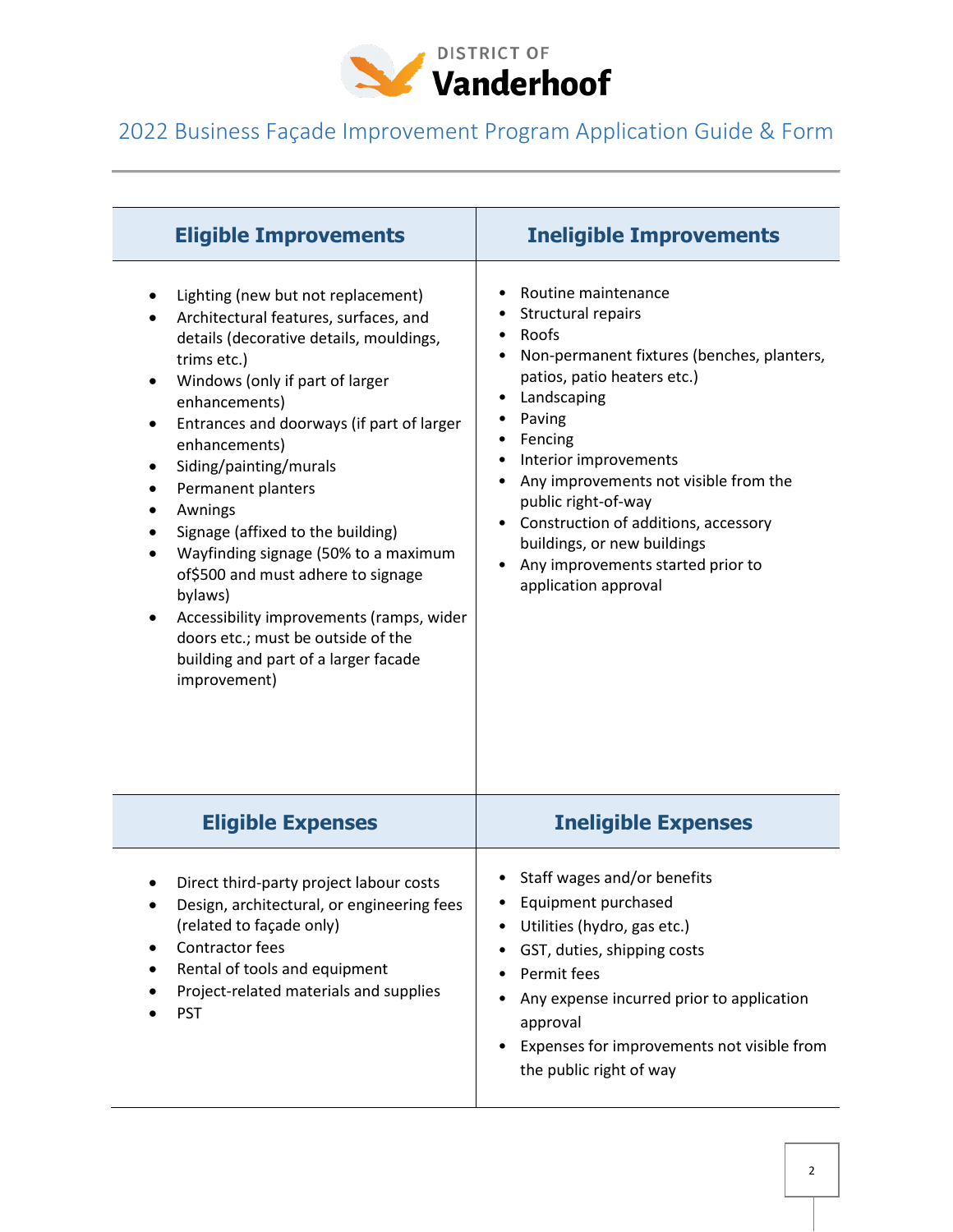# 2022 Business Façade Improvement Program Application Guide & Form

| Eligible Improvements | Ineligible Improvements |
|---|---|
| • Lighting (new but not replacement)<br>• Architectural features, surfaces, and details (decorative details, mouldings, trims etc.)<br>• Windows (only if part of larger enhancements)<br>• Entrances and doorways (if part of larger enhancements)<br>• Siding/painting/murals<br>• Permanent planters<br>• Awnings<br>• Signage (affixed to the building)<br>• Wayfinding signage (50% to a maximum of$500 and must adhere to signage bylaws)<br>• Accessibility improvements (ramps, wider doors etc.; must be outside of the building and part of a larger facade improvement) | • Routine maintenance<br>• Structural repairs<br>• Roofs<br>• Non-permanent fixtures (benches, planters, patios, patio heaters etc.)<br>• Landscaping<br>• Paving<br>• Fencing<br>• Interior improvements<br>• Any improvements not visible from the public right-of-way<br>• Construction of additions, accessory buildings, or new buildings<br>• Any improvements started prior to application approval |

| Eligible Expenses | Ineligible Expenses |
|---|---|
| • Direct third-party project labour costs<br>• Design, architectural, or engineering fees (related to façade only)<br>• Contractor fees<br>• Rental of tools and equipment<br>• Project-related materials and supplies<br>• PST | • Staff wages and/or benefits<br>• Equipment purchased<br>• Utilities (hydro, gas etc.)<br>• GST, duties, shipping costs<br>• Permit fees<br>• Any expense incurred prior to application approval<br>• Expenses for improvements not visible from the public right of way |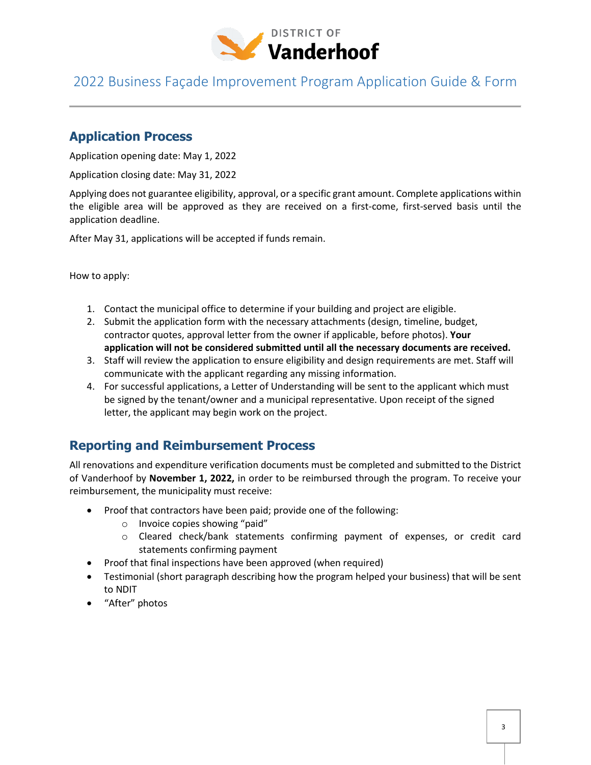## Application Process

Application opening date: May 1, 2022

Application closing date: May 31, 2022

Applying does not guarantee eligibility, approval, or a specific grant amount. Complete applications within the eligible area will be approved as they are received on a first-come, first-served basis until the application deadline.

After May 31, applications will be accepted if funds remain.

How to apply:

1. Contact the municipal office to determine if your building and project are eligible.
2. Submit the application form with the necessary attachments (design, timeline, budget, contractor quotes, approval letter from the owner if applicable, before photos). **Your application will not be considered submitted until all the necessary documents are received.**
3. Staff will review the application to ensure eligibility and design requirements are met. Staff will communicate with the applicant regarding any missing information.
4. For successful applications, a Letter of Understanding will be sent to the applicant which must be signed by the tenant/owner and a municipal representative. Upon receipt of the signed letter, the applicant may begin work on the project.

## Reporting and Reimbursement Process

All renovations and expenditure verification documents must be completed and submitted to the District of Vanderhoof by **November 1, 2022,** in order to be reimbursed through the program. To receive your reimbursement, the municipality must receive:

- Proof that contractors have been paid; provide one of the following:
  - Invoice copies showing "paid"
  - Cleared check/bank statements confirming payment of expenses, or credit card statements confirming payment
- Proof that final inspections have been approved (when required)
- Testimonial (short paragraph describing how the program helped your business) that will be sent to NDIT
- "After" photos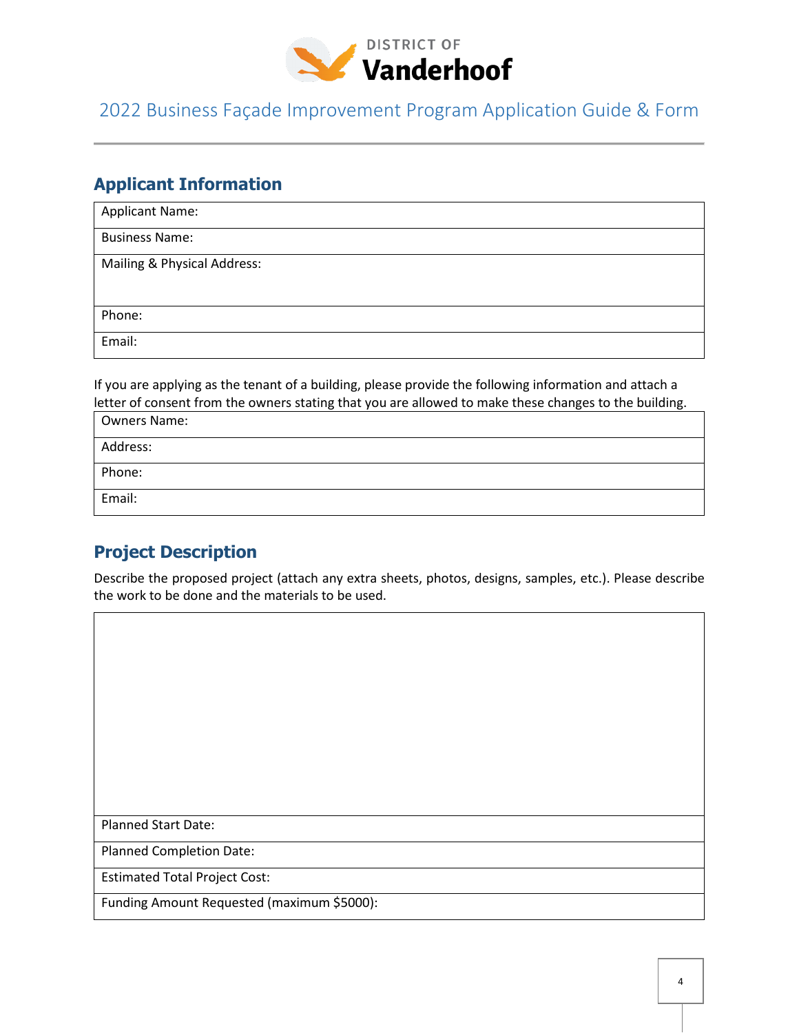# 2022 Business Façade Improvement Program Application Guide & Form

## Applicant Information

| Applicant Name: |
|---|
| Business Name: |
| Mailing & Physical Address: |
| Phone: |
| Email: |

If you are applying as the tenant of a building, please provide the following information and attach a letter of consent from the owners stating that you are allowed to make these changes to the building.

| Owners Name: |
|---|
| Address: |
| Phone: |
| Email: |

## Project Description

Describe the proposed project (attach any extra sheets, photos, designs, samples, etc.). Please describe the work to be done and the materials to be used.

| |
|---|
| Planned Start Date: |
| Planned Completion Date: |
| Estimated Total Project Cost: |
| Funding Amount Requested (maximum $5000): |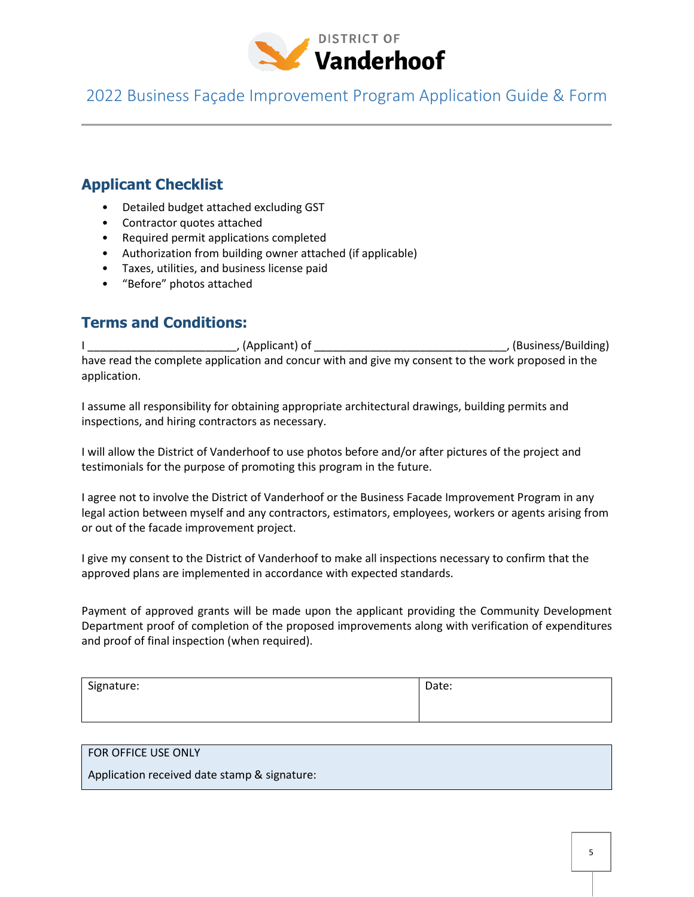## Applicant Checklist

- Detailed budget attached excluding GST
- Contractor quotes attached
- Required permit applications completed
- Authorization from building owner attached (if applicable)
- Taxes, utilities, and business license paid
- "Before" photos attached

## Terms and Conditions:

I ________________________, (Applicant) of _______________________________, (Business/Building) have read the complete application and concur with and give my consent to the work proposed in the application.

I assume all responsibility for obtaining appropriate architectural drawings, building permits and inspections, and hiring contractors as necessary.

I will allow the District of Vanderhoof to use photos before and/or after pictures of the project and testimonials for the purpose of promoting this program in the future.

I agree not to involve the District of Vanderhoof or the Business Facade Improvement Program in any legal action between myself and any contractors, estimators, employees, workers or agents arising from or out of the facade improvement project.

I give my consent to the District of Vanderhoof to make all inspections necessary to confirm that the approved plans are implemented in accordance with expected standards.

Payment of approved grants will be made upon the applicant providing the Community Development Department proof of completion of the proposed improvements along with verification of expenditures and proof of final inspection (when required).

| | |
|---|---|
| Signature: | Date: |

| |
|---|
| FOR OFFICE USE ONLY<br>Application received date stamp & signature: |